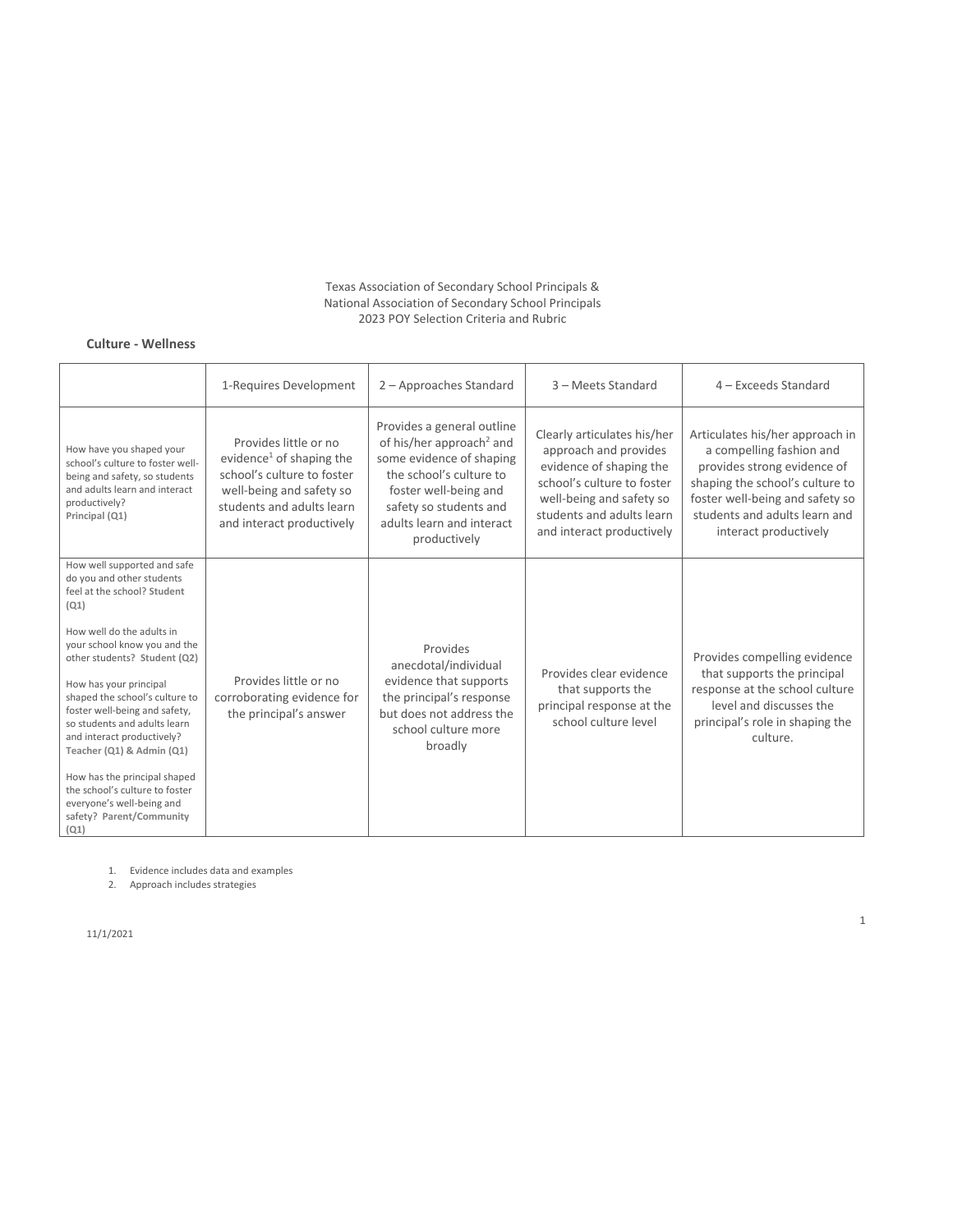Texas Association of Secondary School Principals &
National Association of Secondary School Principals
2023 POY Selection Criteria and Rubric

**Culture - Wellness**

| | 1-Requires Development | 2 – Approaches Standard | 3 – Meets Standard | 4 – Exceeds Standard |
|---|---|---|---|---|
| How have you shaped your school's culture to foster well-being and safety, so students and adults learn and interact productively? **Principal (Q1)** | Provides little or no evidence[1] of shaping the school's culture to foster well-being and safety so students and adults learn and interact productively | Provides a general outline of his/her approach[2] and some evidence of shaping the school's culture to foster well-being and safety so students and adults learn and interact productively | Clearly articulates his/her approach and provides evidence of shaping the school's culture to foster well-being and safety so students and adults learn and interact productively | Articulates his/her approach in a compelling fashion and provides strong evidence of shaping the school's culture to foster well-being and safety so students and adults learn and interact productively |
| How well supported and safe do you and other students feel at the school? **Student (Q1)**<br><br>How well do the adults in your school know you and the other students? **Student (Q2)**<br><br>How has your principal shaped the school's culture to foster well-being and safety, so students and adults learn and interact productively? **Teacher (Q1) & Admin (Q1)**<br><br>How has the principal shaped the school's culture to foster everyone's well-being and safety? **Parent/Community (Q1)** | Provides little or no corroborating evidence for the principal's answer | Provides anecdotal/individual evidence that supports the principal's response but does not address the school culture more broadly | Provides clear evidence that supports the principal response at the school culture level | Provides compelling evidence that supports the principal response at the school culture level and discusses the principal's role in shaping the culture. |

1. Evidence includes data and examples
2. Approach includes strategies

11/1/2021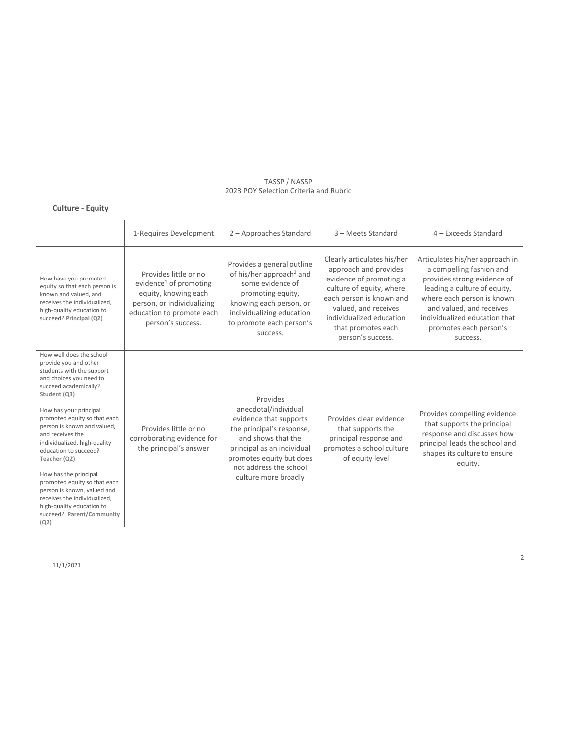TASSP / NASSP
2023 POY Selection Criteria and Rubric

**Culture - Equity**

| | 1-Requires Development | 2 – Approaches Standard | 3 – Meets Standard | 4 – Exceeds Standard |
|---|---|---|---|---|
| How have you promoted equity so that each person is known and valued, and receives the individualized, high-quality education to succeed? **Principal (Q2)** | Provides little or no evidence[1] of promoting equity, knowing each person, or individualizing education to promote each person's success. | Provides a general outline of his/her approach[2] and some evidence of promoting equity, knowing each person, or individualizing education to promote each person's success. | Clearly articulates his/her approach and provides evidence of promoting a culture of equity, where each person is known and valued, and receives individualized education that promotes each person's success. | Articulates his/her approach in a compelling fashion and provides strong evidence of leading a culture of equity, where each person is known and valued, and receives individualized education that promotes each person's success. |
| How well does the school provide you and other students with the support and choices you need to succeed academically? **Student (Q3)**<br><br>How has your principal promoted equity so that each person is known and valued, and receives the individualized, high-quality education to succeed? **Teacher (Q2)**<br><br>How has the principal promoted equity so that each person is known, valued and receives the individualized, high-quality education to succeed? **Parent/Community (Q2)** | Provides little or no corroborating evidence for the principal's answer | Provides anecdotal/individual evidence that supports the principal's response, and shows that the principal as an individual promotes equity but does not address the school culture more broadly | Provides clear evidence that supports the principal response and promotes a school culture of equity level | Provides compelling evidence that supports the principal response and discusses how principal leads the school and shapes its culture to ensure equity. |

11/1/2021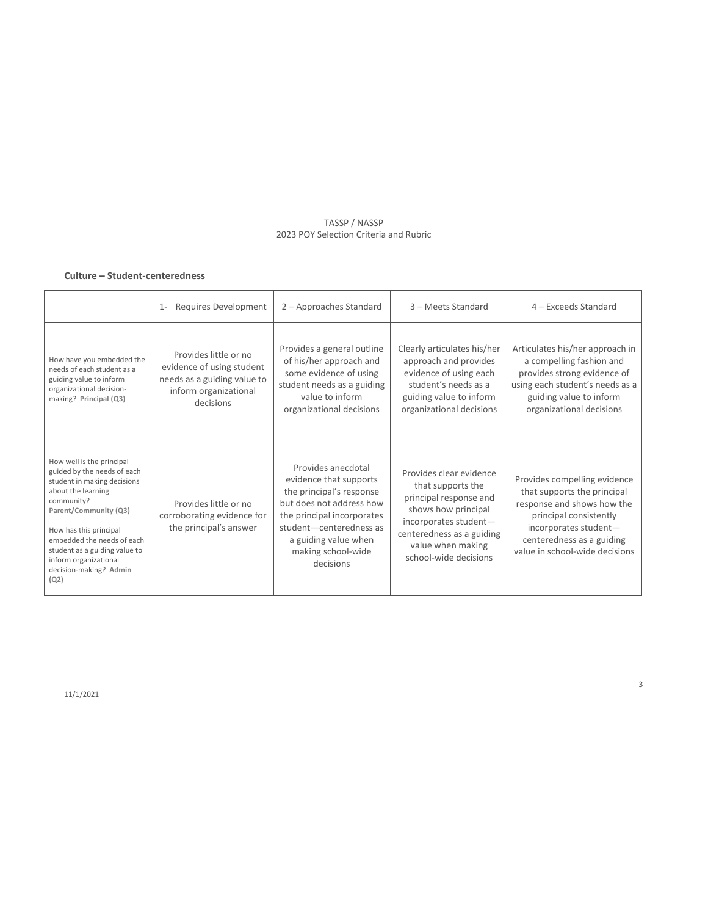TASSP / NASSP
2023 POY Selection Criteria and Rubric

**Culture – Student-centeredness**

| | 1- Requires Development | 2 – Approaches Standard | 3 – Meets Standard | 4 – Exceeds Standard |
|---|---|---|---|---|
| How have you embedded the needs of each student as a guiding value to inform organizational decision-making? **Principal (Q3)** | Provides little or no evidence of using student needs as a guiding value to inform organizational decisions | Provides a general outline of his/her approach and some evidence of using student needs as a guiding value to inform organizational decisions | Clearly articulates his/her approach and provides evidence of using each student's needs as a guiding value to inform organizational decisions | Articulates his/her approach in a compelling fashion and provides strong evidence of using each student's needs as a guiding value to inform organizational decisions |
| How well is the principal guided by the needs of each student in making decisions about the learning community? **Parent/Community (Q3)**<br><br>How has this principal embedded the needs of each student as a guiding value to inform organizational decision-making? **Admin (Q2)** | Provides little or no corroborating evidence for the principal's answer | Provides anecdotal evidence that supports the principal's response but does not address how the principal incorporates student—centeredness as a guiding value when making school-wide decisions | Provides clear evidence that supports the principal response and shows how principal incorporates student—centeredness as a guiding value when making school-wide decisions | Provides compelling evidence that supports the principal response and shows how the principal consistently incorporates student—centeredness as a guiding value in school-wide decisions |

11/1/2021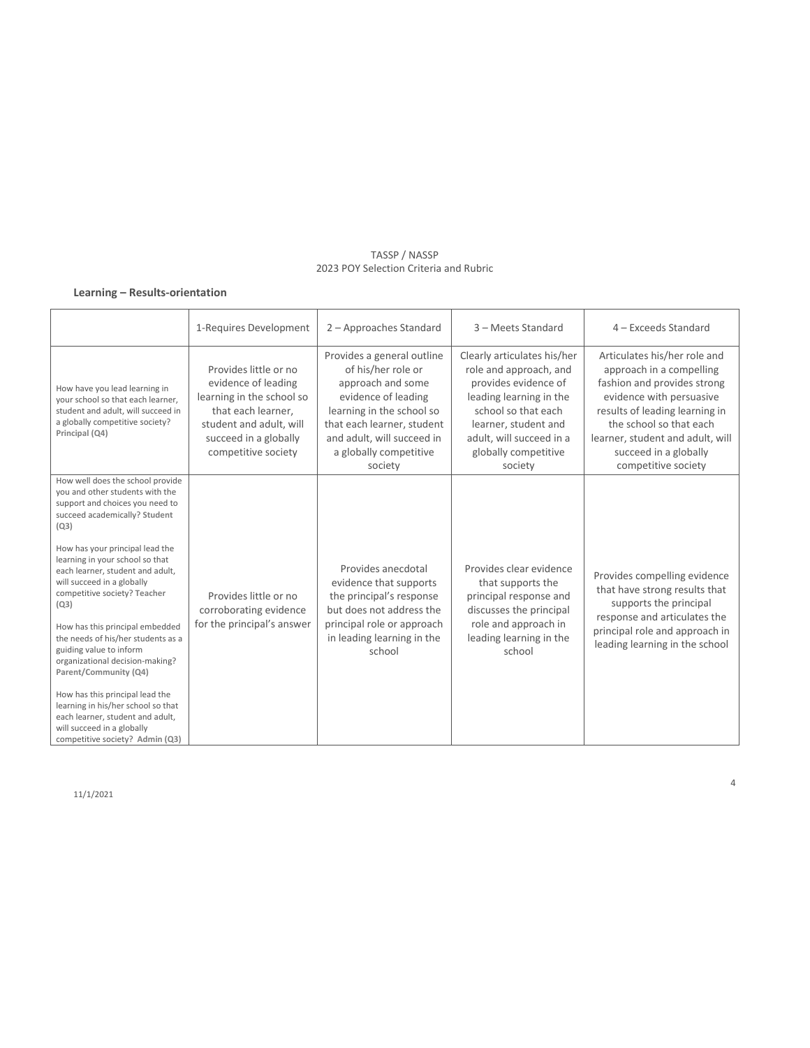TASSP / NASSP
2023 POY Selection Criteria and Rubric

**Learning – Results-orientation**

| | 1-Requires Development | 2 – Approaches Standard | 3 – Meets Standard | 4 – Exceeds Standard |
|---|---|---|---|---|
| How have you lead learning in your school so that each learner, student and adult, will succeed in a globally competitive society? **Principal (Q4)** | Provides little or no evidence of leading learning in the school so that each learner, student and adult, will succeed in a globally competitive society | Provides a general outline of his/her role or approach and some evidence of leading learning in the school so that each learner, student and adult, will succeed in a globally competitive society | Clearly articulates his/her role and approach, and provides evidence of leading learning in the school so that each learner, student and adult, will succeed in a globally competitive society | Articulates his/her role and approach in a compelling fashion and provides strong evidence with persuasive results of leading learning in the school so that each learner, student and adult, will succeed in a globally competitive society |
| How well does the school provide you and other students with the support and choices you need to succeed academically? **Student (Q3)**<br><br>How has your principal lead the learning in your school so that each learner, student and adult, will succeed in a globally competitive society? **Teacher (Q3)**<br><br>How has this principal embedded the needs of his/her students as a guiding value to inform organizational decision-making? **Parent/Community (Q4)**<br><br>How has this principal lead the learning in his/her school so that each learner, student and adult, will succeed in a globally competitive society? **Admin (Q3)** | Provides little or no corroborating evidence for the principal's answer | Provides anecdotal evidence that supports the principal's response but does not address the principal role or approach in leading learning in the school | Provides clear evidence that supports the principal response and discusses the principal role and approach in leading learning in the school | Provides compelling evidence that have strong results that supports the principal response and articulates the principal role and approach in leading learning in the school |

11/1/2021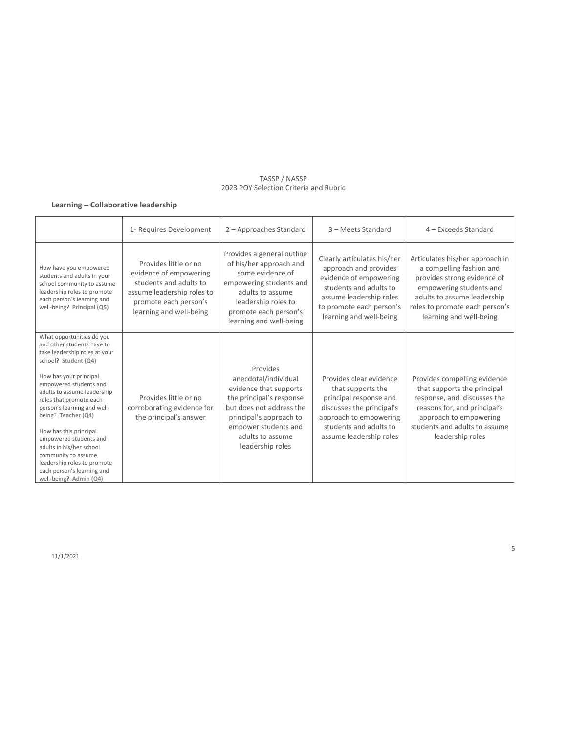## Learning – Collaborative leadership

| | 1- Requires Development | 2 – Approaches Standard | 3 – Meets Standard | 4 – Exceeds Standard |
|---|---|---|---|---|
| How have you empowered students and adults in your school community to assume leadership roles to promote each person's learning and well-being? **Principal (Q5)** | Provides little or no evidence of empowering students and adults to assume leadership roles to promote each person's learning and well-being | Provides a general outline of his/her approach and some evidence of empowering students and adults to assume leadership roles to promote each person's learning and well-being | Clearly articulates his/her approach and provides evidence of empowering students and adults to assume leadership roles to promote each person's learning and well-being | Articulates his/her approach in a compelling fashion and provides strong evidence of empowering students and adults to assume leadership roles to promote each person's learning and well-being |
| What opportunities do you and other students have to take leadership roles at your school? **Student (Q4)**<br><br>How has your principal empowered students and adults to assume leadership roles that promote each person's learning and well-being? **Teacher (Q4)**<br><br>How has this principal empowered students and adults in his/her school community to assume leadership roles to promote each person's learning and well-being? **Admin (Q4)** | Provides little or no corroborating evidence for the principal's answer | Provides anecdotal/individual evidence that supports the principal's response but does not address the principal's approach to empower students and adults to assume leadership roles | Provides clear evidence that supports the principal response and discusses the principal's approach to empowering students and adults to assume leadership roles | Provides compelling evidence that supports the principal response, and discusses the reasons for, and principal's approach to empowering students and adults to assume leadership roles |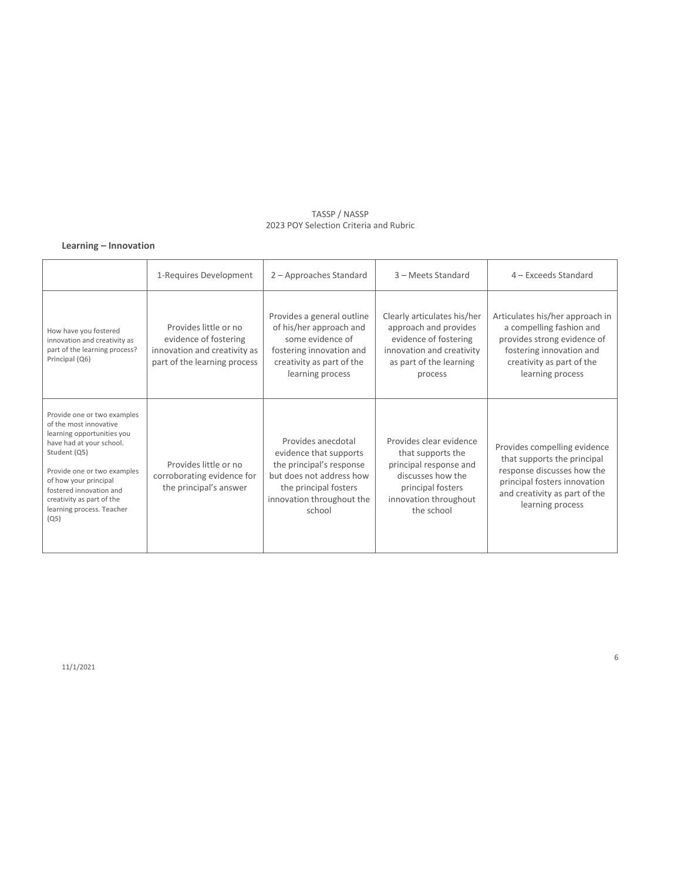TASSP / NASSP
2023 POY Selection Criteria and Rubric

**Learning – Innovation**

| | 1-Requires Development | 2 – Approaches Standard | 3 – Meets Standard | 4 – Exceeds Standard |
|---|---|---|---|---|
| How have you fostered innovation and creativity as part of the learning process? **Principal (Q6)** | Provides little or no evidence of fostering innovation and creativity as part of the learning process | Provides a general outline of his/her approach and some evidence of fostering innovation and creativity as part of the learning process | Clearly articulates his/her approach and provides evidence of fostering innovation and creativity as part of the learning process | Articulates his/her approach in a compelling fashion and provides strong evidence of fostering innovation and creativity as part of the learning process |
| Provide one or two examples of the most innovative learning opportunities you have had at your school. **Student (Q5)** <br><br> Provide one or two examples of how your principal fostered innovation and creativity as part of the learning process. **Teacher (Q5)** | Provides little or no corroborating evidence for the principal's answer | Provides anecdotal evidence that supports the principal's response but does not address how the principal fosters innovation throughout the school | Provides clear evidence that supports the principal response and discusses how the principal fosters innovation throughout the school | Provides compelling evidence that supports the principal response discusses how the principal fosters innovation and creativity as part of the learning process |

11/1/2021